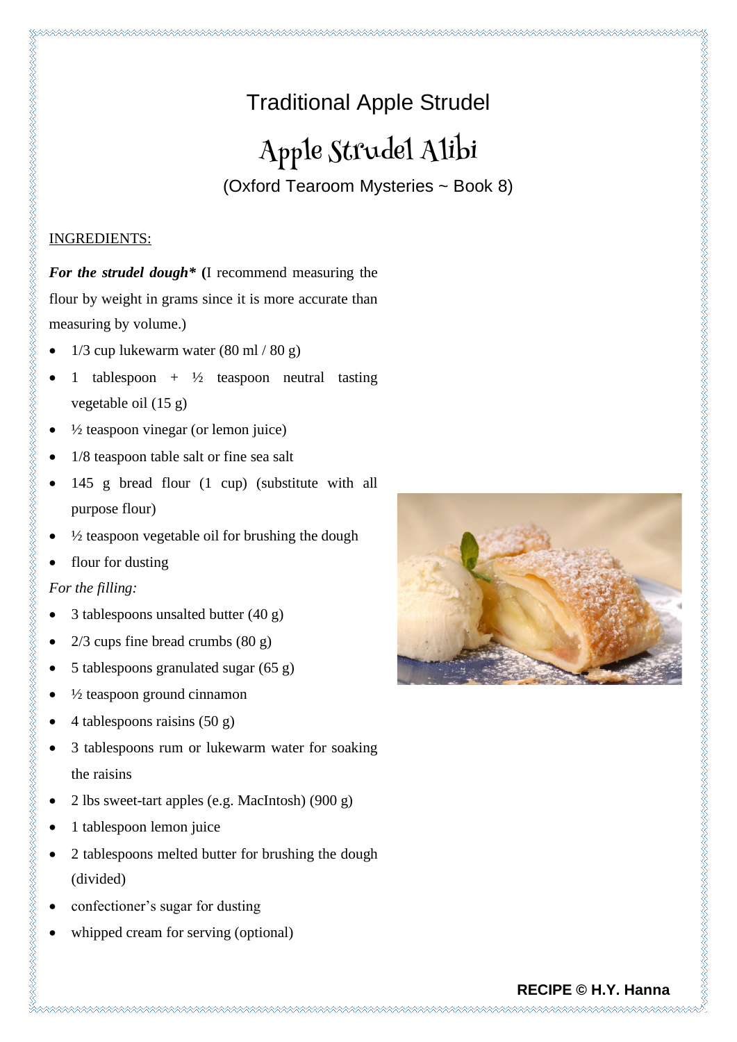# Traditional Apple Strudel

## Apple Strudel Alibi

(Oxford Tearoom Mysteries ~ Book 8)

INGREDIENTS:

***For the strudel dough** **(**I recommend measuring the flour by weight in grams since it is more accurate than measuring by volume.)

- 1/3 cup lukewarm water (80 ml / 80 g)
- 1 tablespoon + ½ teaspoon neutral tasting vegetable oil (15 g)
- ½ teaspoon vinegar (or lemon juice)
- 1/8 teaspoon table salt or fine sea salt
- 145 g bread flour (1 cup) (substitute with all purpose flour)
- ½ teaspoon vegetable oil for brushing the dough
- flour for dusting

*For the filling:*

- 3 tablespoons unsalted butter (40 g)
- 2/3 cups fine bread crumbs (80 g)
- 5 tablespoons granulated sugar (65 g)
- ½ teaspoon ground cinnamon
- 4 tablespoons raisins (50 g)
- 3 tablespoons rum or lukewarm water for soaking the raisins
- 2 lbs sweet-tart apples (e.g. MacIntosh) (900 g)
- 1 tablespoon lemon juice
- 2 tablespoons melted butter for brushing the dough (divided)
- confectioner's sugar for dusting
- whipped cream for serving (optional)

**RECIPE © H.Y. Hanna**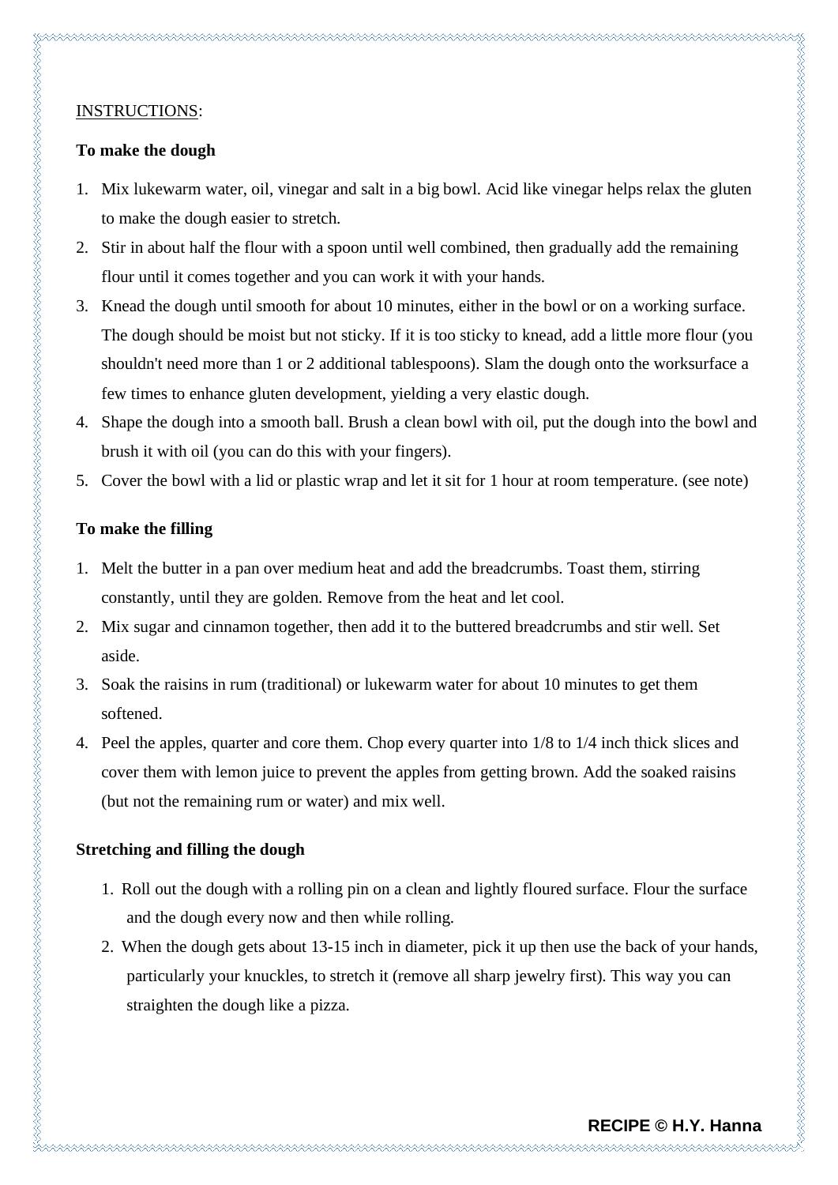<u>INSTRUCTIONS</u>:

**To make the dough**

1. Mix lukewarm water, oil, vinegar and salt in a big bowl. Acid like vinegar helps relax the gluten to make the dough easier to stretch.
2. Stir in about half the flour with a spoon until well combined, then gradually add the remaining flour until it comes together and you can work it with your hands.
3. Knead the dough until smooth for about 10 minutes, either in the bowl or on a working surface. The dough should be moist but not sticky. If it is too sticky to knead, add a little more flour (you shouldn't need more than 1 or 2 additional tablespoons). Slam the dough onto the worksurface a few times to enhance gluten development, yielding a very elastic dough.
4. Shape the dough into a smooth ball. Brush a clean bowl with oil, put the dough into the bowl and brush it with oil (you can do this with your fingers).
5. Cover the bowl with a lid or plastic wrap and let it sit for 1 hour at room temperature. (see note)

**To make the filling**

1. Melt the butter in a pan over medium heat and add the breadcrumbs. Toast them, stirring constantly, until they are golden. Remove from the heat and let cool.
2. Mix sugar and cinnamon together, then add it to the buttered breadcrumbs and stir well. Set aside.
3. Soak the raisins in rum (traditional) or lukewarm water for about 10 minutes to get them softened.
4. Peel the apples, quarter and core them. Chop every quarter into 1/8 to 1/4 inch thick slices and cover them with lemon juice to prevent the apples from getting brown. Add the soaked raisins (but not the remaining rum or water) and mix well.

**Stretching and filling the dough**

1. Roll out the dough with a rolling pin on a clean and lightly floured surface. Flour the surface and the dough every now and then while rolling.
2. When the dough gets about 13-15 inch in diameter, pick it up then use the back of your hands, particularly your knuckles, to stretch it (remove all sharp jewelry first). This way you can straighten the dough like a pizza.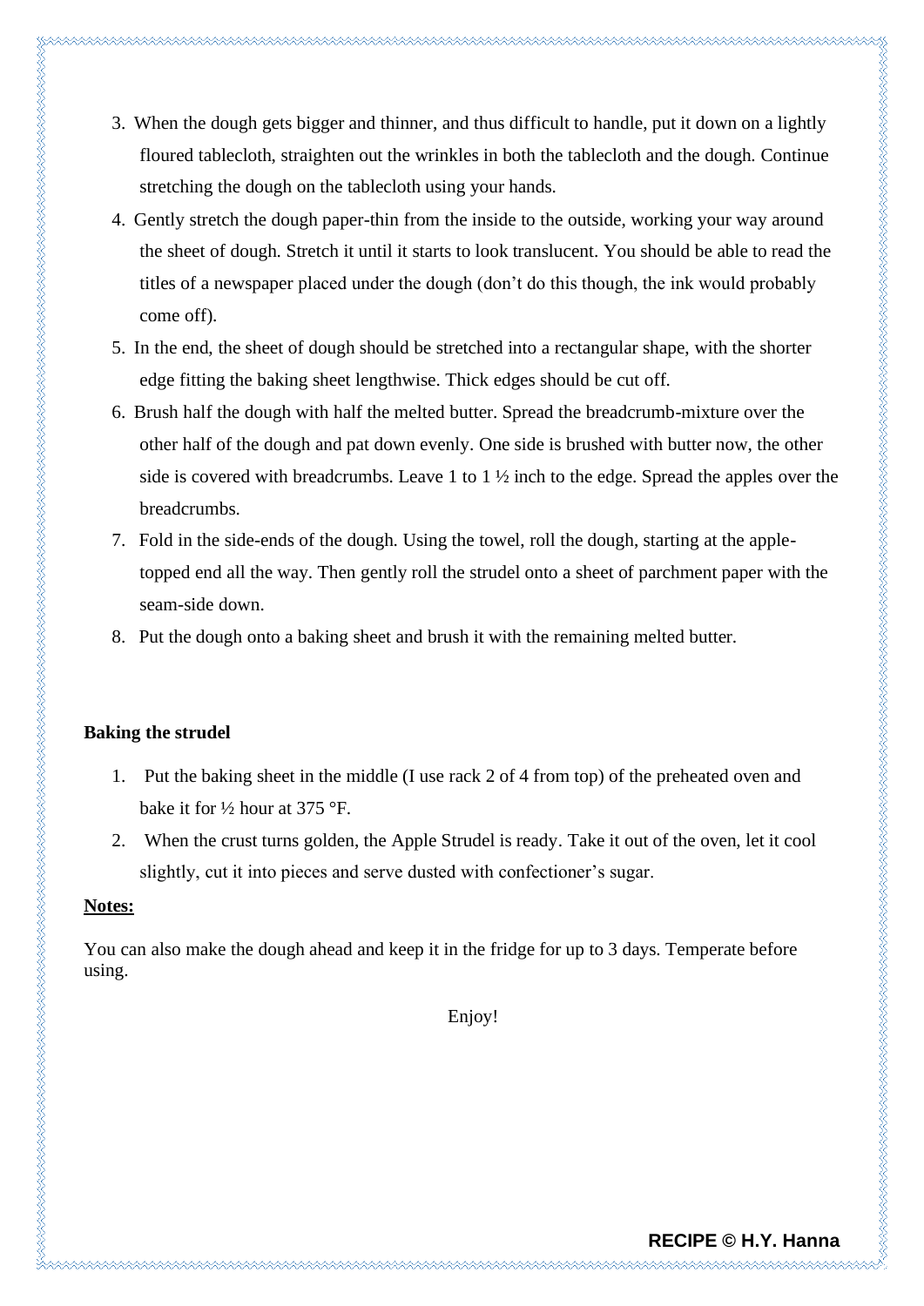3. When the dough gets bigger and thinner, and thus difficult to handle, put it down on a lightly floured tablecloth, straighten out the wrinkles in both the tablecloth and the dough. Continue stretching the dough on the tablecloth using your hands.
4. Gently stretch the dough paper-thin from the inside to the outside, working your way around the sheet of dough. Stretch it until it starts to look translucent. You should be able to read the titles of a newspaper placed under the dough (don't do this though, the ink would probably come off).
5. In the end, the sheet of dough should be stretched into a rectangular shape, with the shorter edge fitting the baking sheet lengthwise. Thick edges should be cut off.
6. Brush half the dough with half the melted butter. Spread the breadcrumb-mixture over the other half of the dough and pat down evenly. One side is brushed with butter now, the other side is covered with breadcrumbs. Leave 1 to 1 ½ inch to the edge. Spread the apples over the breadcrumbs.
7. Fold in the side-ends of the dough. Using the towel, roll the dough, starting at the apple-topped end all the way. Then gently roll the strudel onto a sheet of parchment paper with the seam-side down.
8. Put the dough onto a baking sheet and brush it with the remaining melted butter.

**Baking the strudel**

1. Put the baking sheet in the middle (I use rack 2 of 4 from top) of the preheated oven and bake it for ½ hour at 375 °F.
2. When the crust turns golden, the Apple Strudel is ready. Take it out of the oven, let it cool slightly, cut it into pieces and serve dusted with confectioner's sugar.

**Notes:**

You can also make the dough ahead and keep it in the fridge for up to 3 days. Temperate before using.

Enjoy!

**RECIPE © H.Y. Hanna**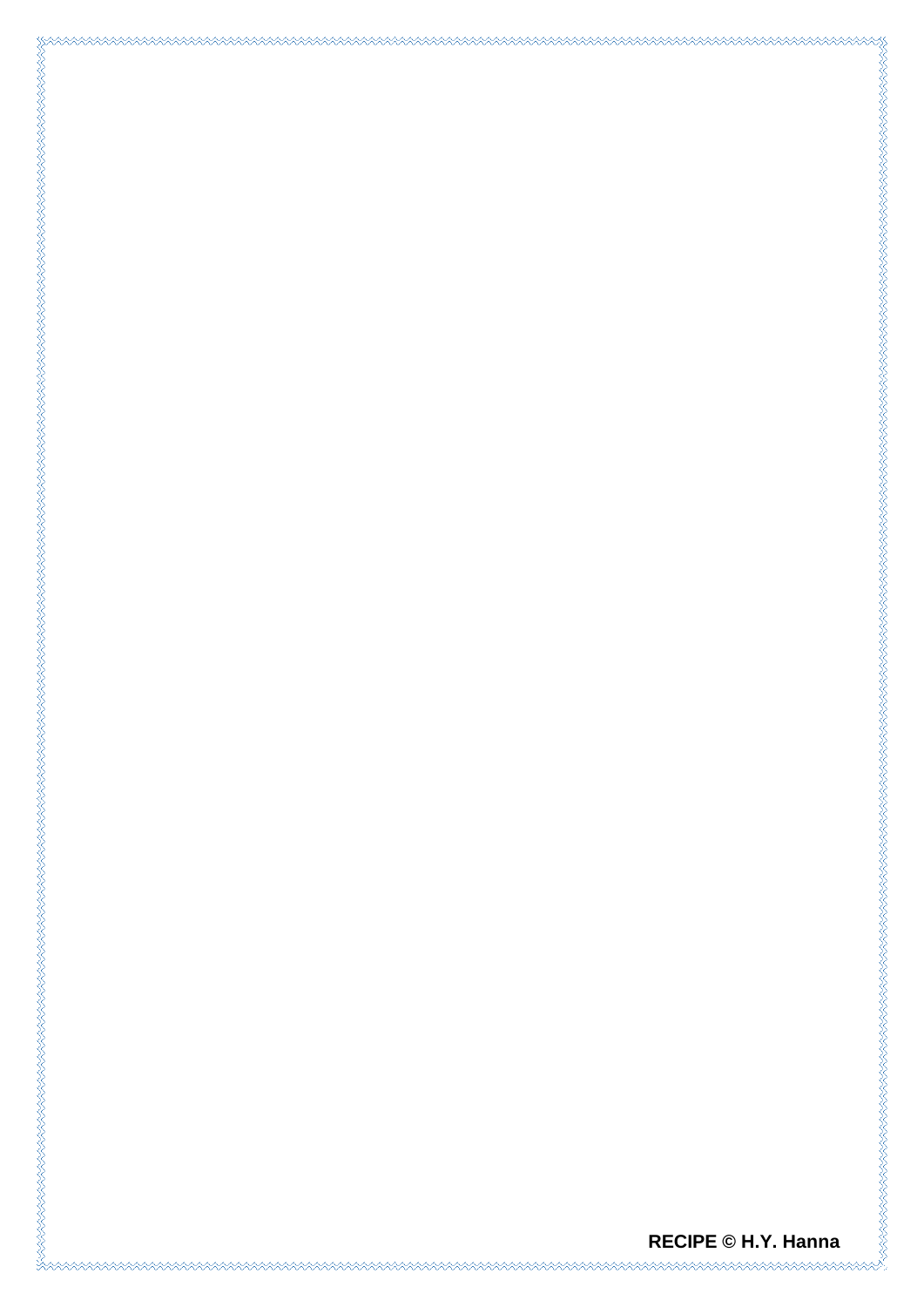**RECIPE © H.Y. Hanna**